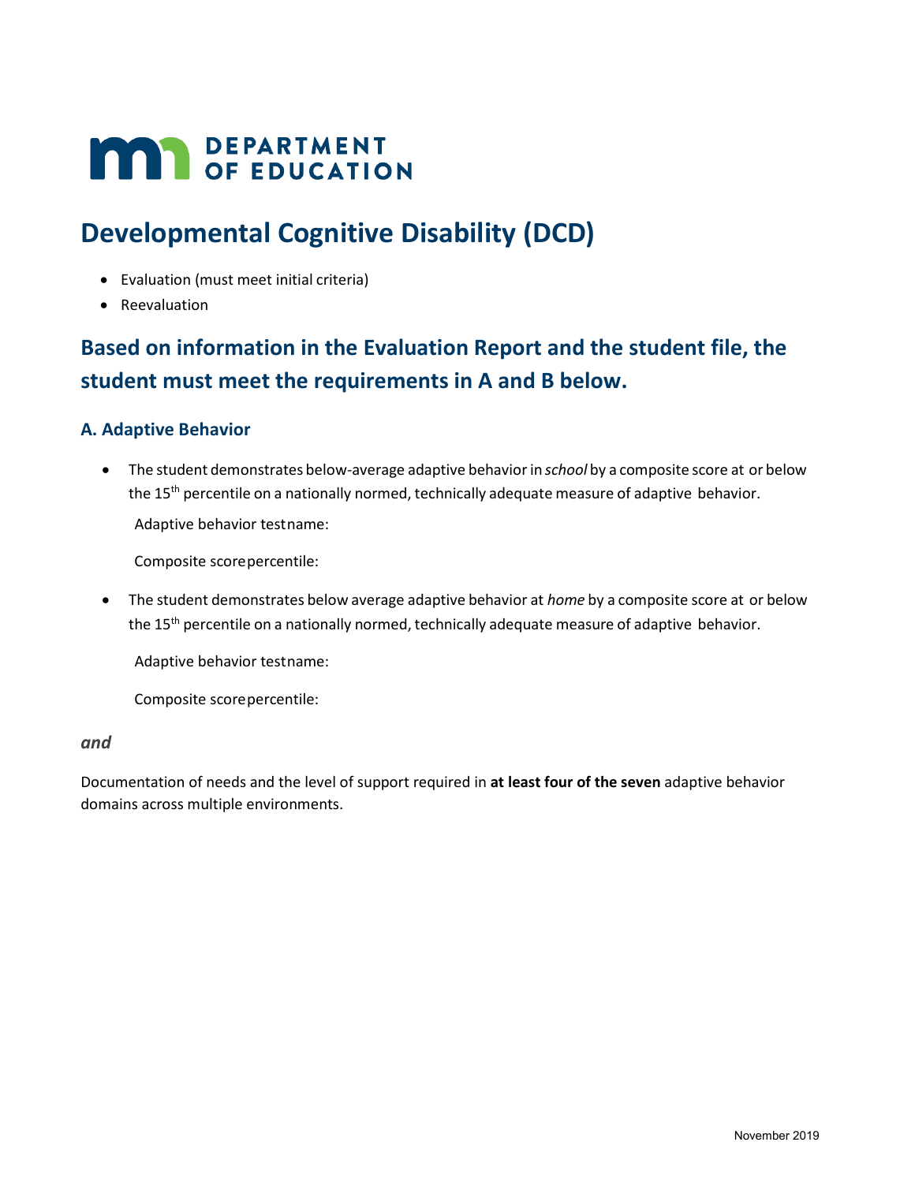DEPARTMENT OF EDUCATION

# Developmental Cognitive Disability (DCD)

- Evaluation (must meet initial criteria)
- Reevaluation

## Based on information in the Evaluation Report and the student file, the student must meet the requirements in A and B below.

### A. Adaptive Behavior

- The student demonstrates below-average adaptive behavior in *school* by a composite score at or below the 15th percentile on a nationally normed, technically adequate measure of adaptive behavior.

  Adaptive behavior test name:

  Composite score percentile:

- The student demonstrates below average adaptive behavior at *home* by a composite score at or below the 15th percentile on a nationally normed, technically adequate measure of adaptive behavior.

  Adaptive behavior test name:

  Composite score percentile:

***and***

Documentation of needs and the level of support required in **at least four of the seven** adaptive behavior domains across multiple environments.

November 2019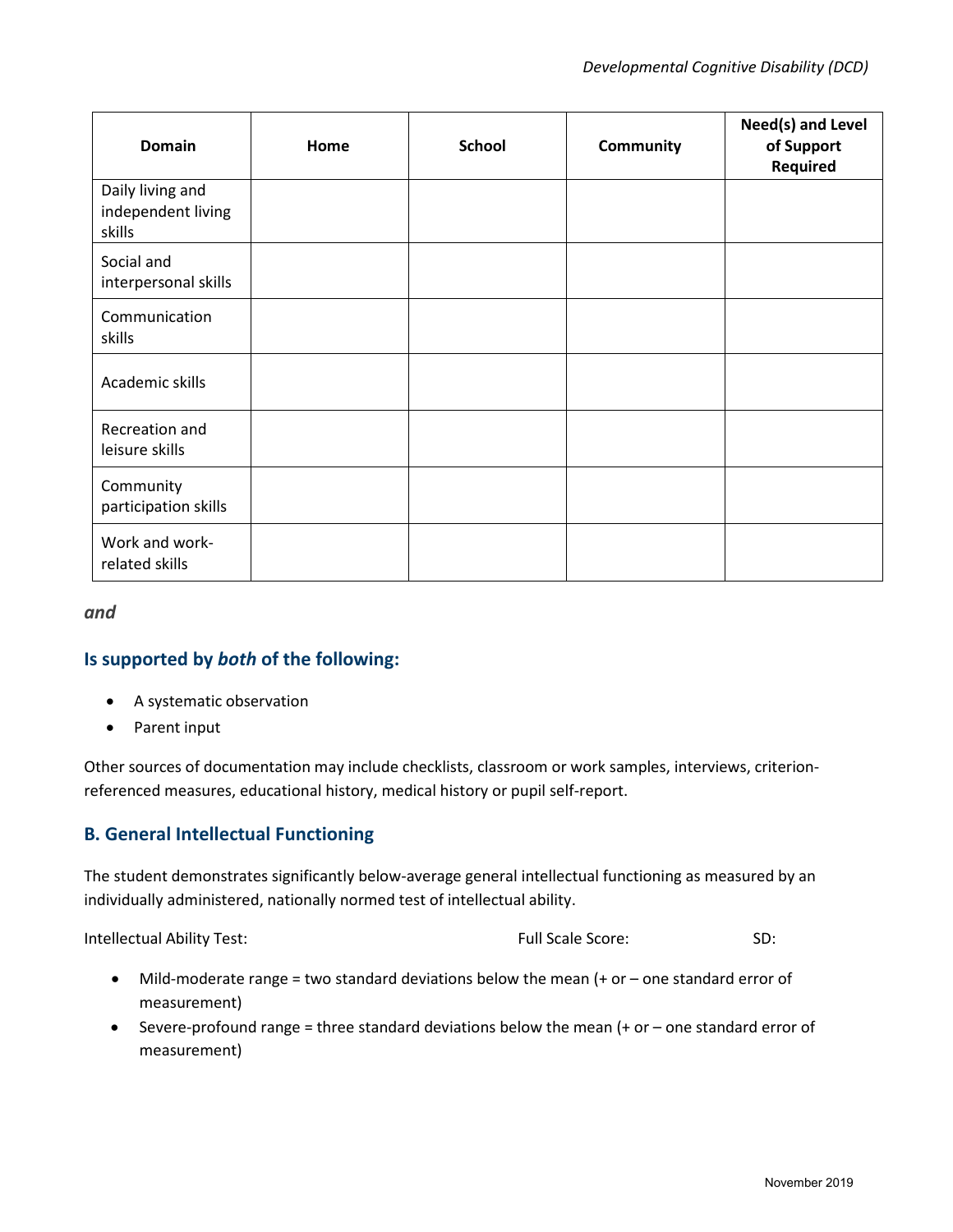| Domain | Home | School | Community | Need(s) and Level of Support Required |
|---|---|---|---|---|
| Daily living and independent living skills | | | | |
| Social and interpersonal skills | | | | |
| Communication skills | | | | |
| Academic skills | | | | |
| Recreation and leisure skills | | | | |
| Community participation skills | | | | |
| Work and work-related skills | | | | |

***and***

### Is supported by *both* of the following:

- A systematic observation
- Parent input

Other sources of documentation may include checklists, classroom or work samples, interviews, criterion-referenced measures, educational history, medical history or pupil self-report.

## B. General Intellectual Functioning

The student demonstrates significantly below-average general intellectual functioning as measured by an individually administered, nationally normed test of intellectual ability.

Intellectual Ability Test: Full Scale Score: SD:

- Mild-moderate range = two standard deviations below the mean (+ or – one standard error of measurement)
- Severe-profound range = three standard deviations below the mean (+ or – one standard error of measurement)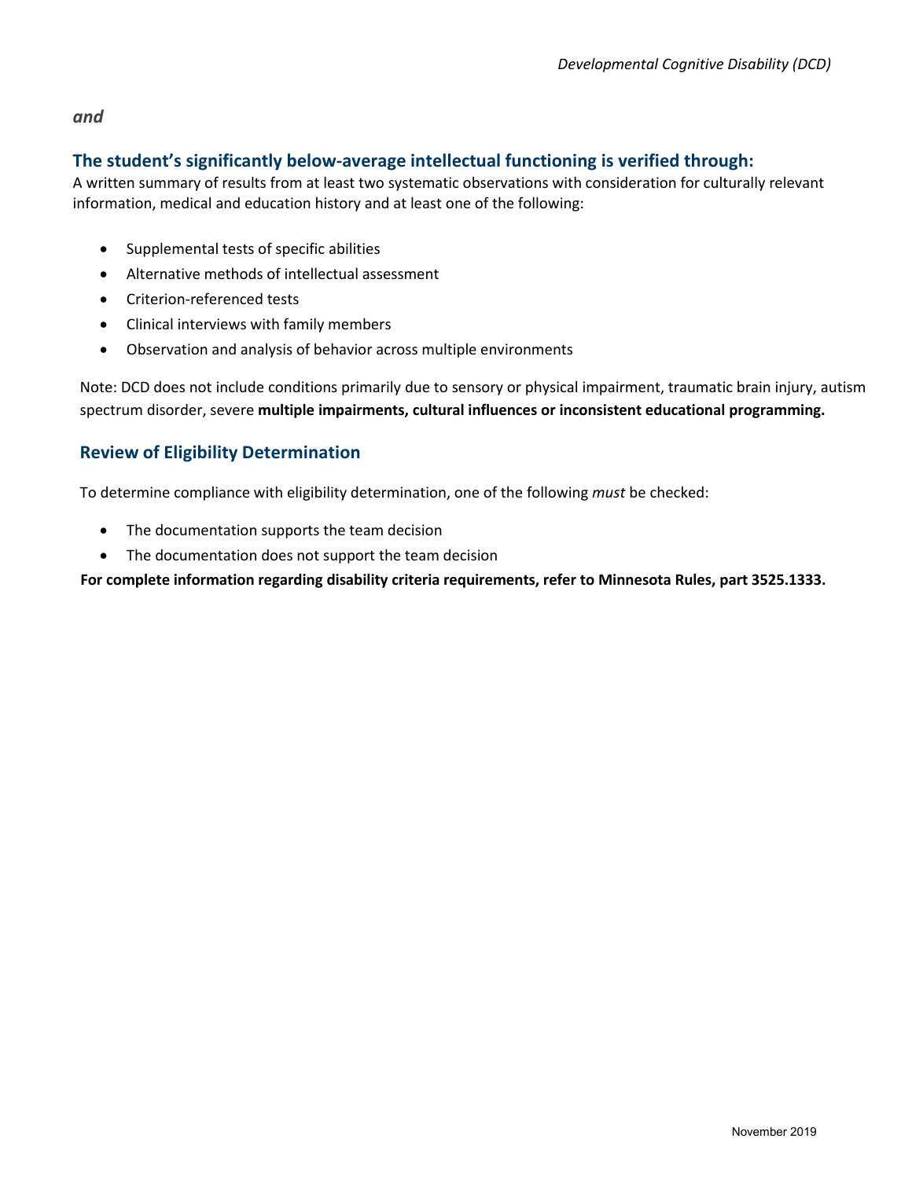***and***

## The student's significantly below-average intellectual functioning is verified through:

A written summary of results from at least two systematic observations with consideration for culturally relevant information, medical and education history and at least one of the following:

- Supplemental tests of specific abilities
- Alternative methods of intellectual assessment
- Criterion-referenced tests
- Clinical interviews with family members
- Observation and analysis of behavior across multiple environments

Note: DCD does not include conditions primarily due to sensory or physical impairment, traumatic brain injury, autism spectrum disorder, severe **multiple impairments, cultural influences or inconsistent educational programming.**

## Review of Eligibility Determination

To determine compliance with eligibility determination, one of the following *must* be checked:

- The documentation supports the team decision
- The documentation does not support the team decision

**For complete information regarding disability criteria requirements, refer to Minnesota Rules, part 3525.1333.**